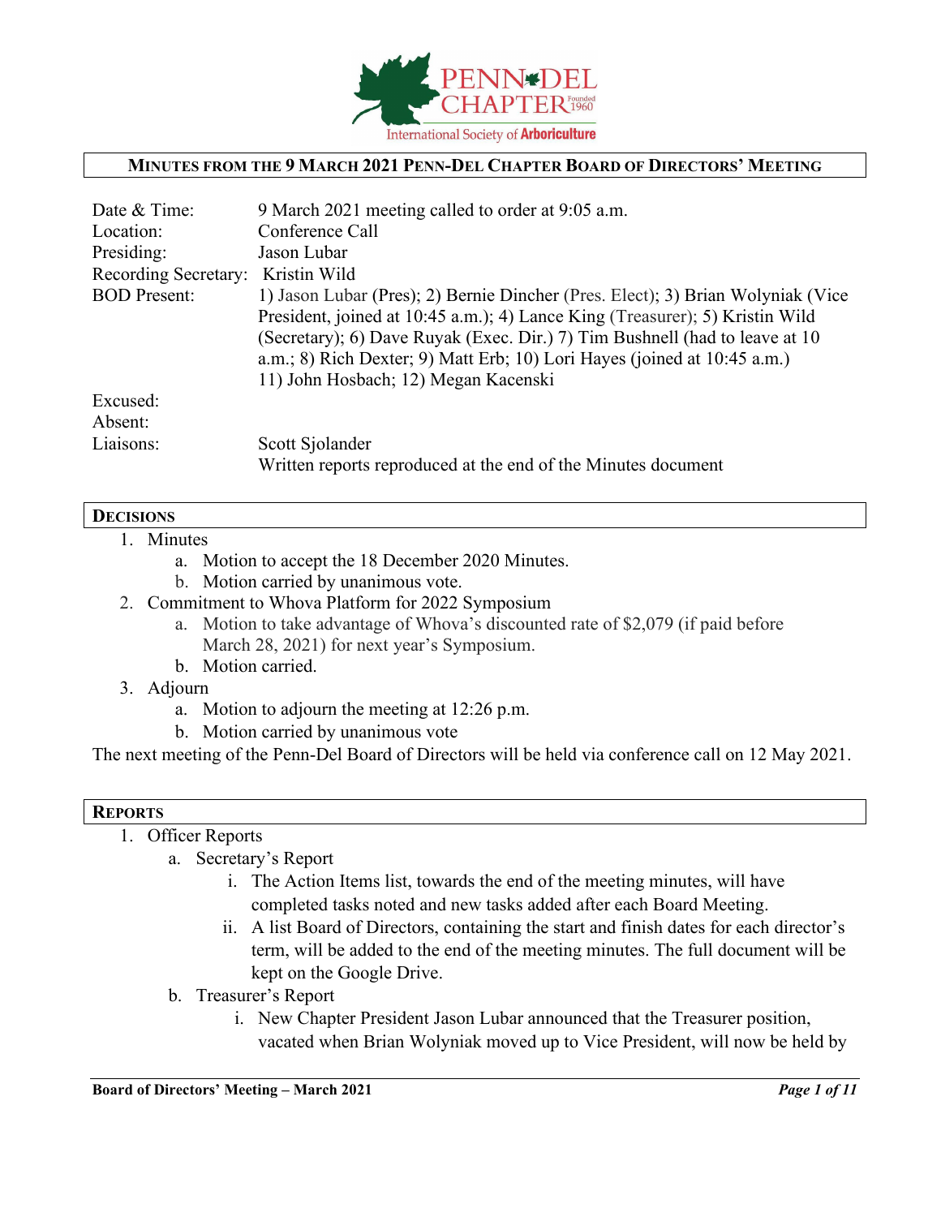# Minutes from the 9 March 2021 Penn-Del Chapter Board of Directors' Meeting

| | |
|---|---|
| Date & Time: | 9 March 2021 meeting called to order at 9:05 a.m. |
| Location: | Conference Call |
| Presiding: | Jason Lubar |
| Recording Secretary: | Kristin Wild |
| BOD Present: | 1) Jason Lubar (Pres); 2) Bernie Dincher (Pres. Elect); 3) Brian Wolyniak (Vice President, joined at 10:45 a.m.); 4) Lance King (Treasurer); 5) Kristin Wild (Secretary); 6) Dave Ruyak (Exec. Dir.) 7) Tim Bushnell (had to leave at 10 a.m.; 8) Rich Dexter; 9) Matt Erb; 10) Lori Hayes (joined at 10:45 a.m.) 11) John Hosbach; 12) Megan Kacenski |
| Excused: | |
| Absent: | |
| Liaisons: | Scott Sjolander<br>Written reports reproduced at the end of the Minutes document |

## Decisions

1. Minutes
   a. Motion to accept the 18 December 2020 Minutes.
   b. Motion carried by unanimous vote.
2. Commitment to Whova Platform for 2022 Symposium
   a. Motion to take advantage of Whova's discounted rate of $2,079 (if paid before March 28, 2021) for next year's Symposium.
   b. Motion carried.
3. Adjourn
   a. Motion to adjourn the meeting at 12:26 p.m.
   b. Motion carried by unanimous vote

The next meeting of the Penn-Del Board of Directors will be held via conference call on 12 May 2021.

## Reports

1. Officer Reports
   a. Secretary's Report
      i. The Action Items list, towards the end of the meeting minutes, will have completed tasks noted and new tasks added after each Board Meeting.
      ii. A list Board of Directors, containing the start and finish dates for each director's term, will be added to the end of the meeting minutes. The full document will be kept on the Google Drive.
   b. Treasurer's Report
      i. New Chapter President Jason Lubar announced that the Treasurer position, vacated when Brian Wolyniak moved up to Vice President, will now be held by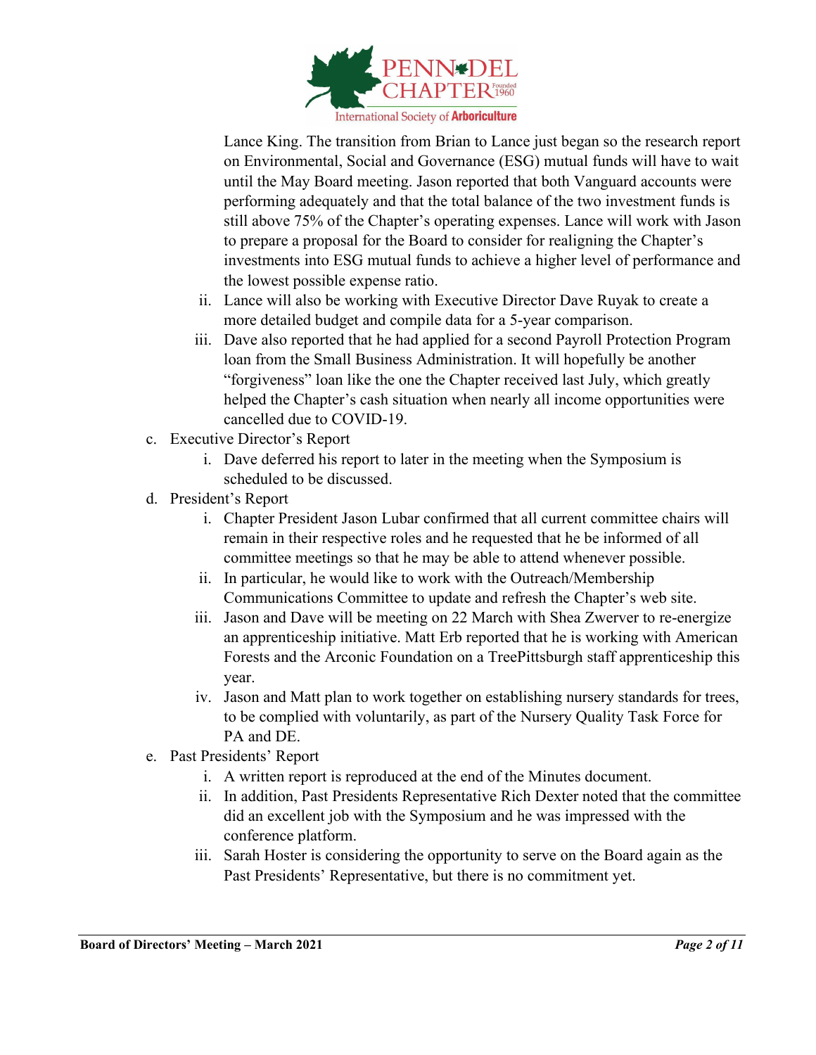Lance King. The transition from Brian to Lance just began so the research report on Environmental, Social and Governance (ESG) mutual funds will have to wait until the May Board meeting. Jason reported that both Vanguard accounts were performing adequately and that the total balance of the two investment funds is still above 75% of the Chapter's operating expenses. Lance will work with Jason to prepare a proposal for the Board to consider for realigning the Chapter's investments into ESG mutual funds to achieve a higher level of performance and the lowest possible expense ratio.

   ii. Lance will also be working with Executive Director Dave Ruyak to create a more detailed budget and compile data for a 5-year comparison.

   iii. Dave also reported that he had applied for a second Payroll Protection Program loan from the Small Business Administration. It will hopefully be another "forgiveness" loan like the one the Chapter received last July, which greatly helped the Chapter's cash situation when nearly all income opportunities were cancelled due to COVID-19.

c. Executive Director's Report

   i. Dave deferred his report to later in the meeting when the Symposium is scheduled to be discussed.

d. President's Report

   i. Chapter President Jason Lubar confirmed that all current committee chairs will remain in their respective roles and he requested that he be informed of all committee meetings so that he may be able to attend whenever possible.

   ii. In particular, he would like to work with the Outreach/Membership Communications Committee to update and refresh the Chapter's web site.

   iii. Jason and Dave will be meeting on 22 March with Shea Zwerver to re-energize an apprenticeship initiative. Matt Erb reported that he is working with American Forests and the Arconic Foundation on a TreePittsburgh staff apprenticeship this year.

   iv. Jason and Matt plan to work together on establishing nursery standards for trees, to be complied with voluntarily, as part of the Nursery Quality Task Force for PA and DE.

e. Past Presidents' Report

   i. A written report is reproduced at the end of the Minutes document.

   ii. In addition, Past Presidents Representative Rich Dexter noted that the committee did an excellent job with the Symposium and he was impressed with the conference platform.

   iii. Sarah Hoster is considering the opportunity to serve on the Board again as the Past Presidents' Representative, but there is no commitment yet.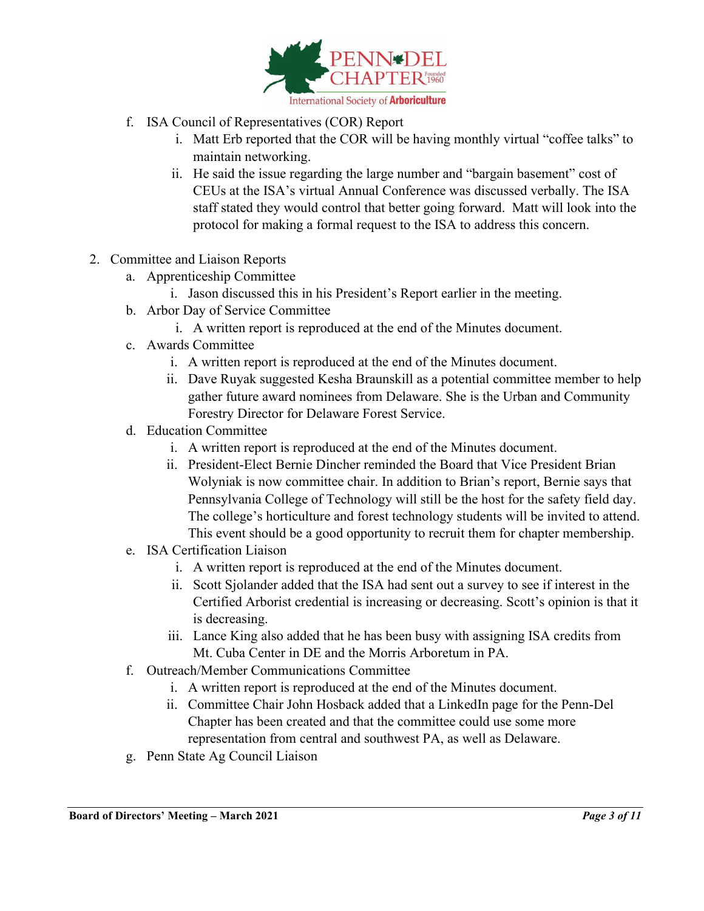f. ISA Council of Representatives (COR) Report
   i. Matt Erb reported that the COR will be having monthly virtual "coffee talks" to maintain networking.
   ii. He said the issue regarding the large number and "bargain basement" cost of CEUs at the ISA's virtual Annual Conference was discussed verbally. The ISA staff stated they would control that better going forward. Matt will look into the protocol for making a formal request to the ISA to address this concern.

2. Committee and Liaison Reports
   a. Apprenticeship Committee
      i. Jason discussed this in his President's Report earlier in the meeting.
   b. Arbor Day of Service Committee
      i. A written report is reproduced at the end of the Minutes document.
   c. Awards Committee
      i. A written report is reproduced at the end of the Minutes document.
      ii. Dave Ruyak suggested Kesha Braunskill as a potential committee member to help gather future award nominees from Delaware. She is the Urban and Community Forestry Director for Delaware Forest Service.
   d. Education Committee
      i. A written report is reproduced at the end of the Minutes document.
      ii. President-Elect Bernie Dincher reminded the Board that Vice President Brian Wolyniak is now committee chair. In addition to Brian's report, Bernie says that Pennsylvania College of Technology will still be the host for the safety field day. The college's horticulture and forest technology students will be invited to attend. This event should be a good opportunity to recruit them for chapter membership.
   e. ISA Certification Liaison
      i. A written report is reproduced at the end of the Minutes document.
      ii. Scott Sjolander added that the ISA had sent out a survey to see if interest in the Certified Arborist credential is increasing or decreasing. Scott's opinion is that it is decreasing.
      iii. Lance King also added that he has been busy with assigning ISA credits from Mt. Cuba Center in DE and the Morris Arboretum in PA.
   f. Outreach/Member Communications Committee
      i. A written report is reproduced at the end of the Minutes document.
      ii. Committee Chair John Hosback added that a LinkedIn page for the Penn-Del Chapter has been created and that the committee could use some more representation from central and southwest PA, as well as Delaware.
   g. Penn State Ag Council Liaison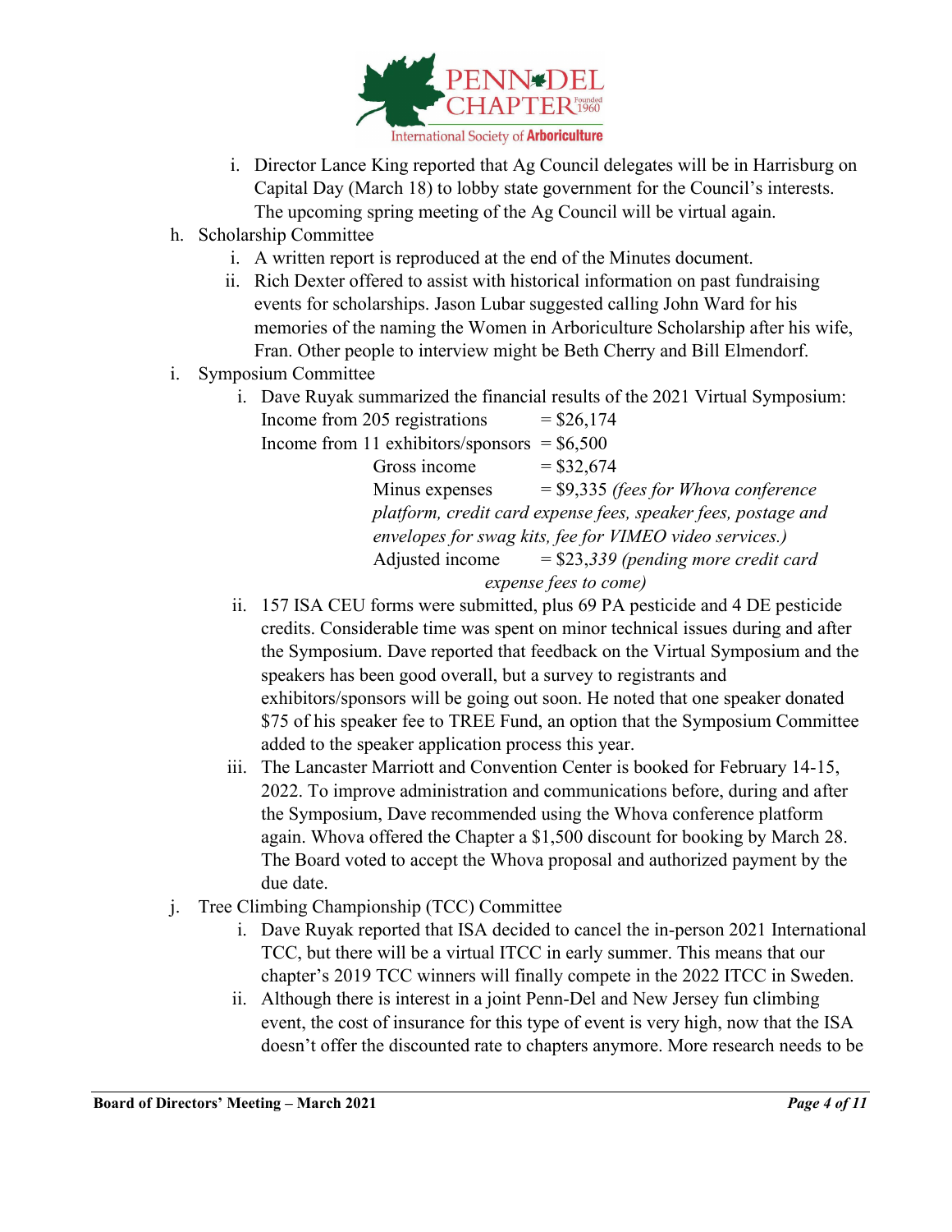i. Director Lance King reported that Ag Council delegates will be in Harrisburg on Capital Day (March 18) to lobby state government for the Council's interests. The upcoming spring meeting of the Ag Council will be virtual again.

h. Scholarship Committee
   i. A written report is reproduced at the end of the Minutes document.
   ii. Rich Dexter offered to assist with historical information on past fundraising events for scholarships. Jason Lubar suggested calling John Ward for his memories of the naming the Women in Arboriculture Scholarship after his wife, Fran. Other people to interview might be Beth Cherry and Bill Elmendorf.

i. Symposium Committee
   i. Dave Ruyak summarized the financial results of the 2021 Virtual Symposium:
      Income from 205 registrations = $26,174
      Income from 11 exhibitors/sponsors = $6,500
      Gross income = $32,674
      Minus expenses = $9,335 *(fees for Whova conference platform, credit card expense fees, speaker fees, postage and envelopes for swag kits, fee for VIMEO video services.)*
      Adjusted income = $23,*339 (pending more credit card expense fees to come)*
   ii. 157 ISA CEU forms were submitted, plus 69 PA pesticide and 4 DE pesticide credits. Considerable time was spent on minor technical issues during and after the Symposium. Dave reported that feedback on the Virtual Symposium and the speakers has been good overall, but a survey to registrants and exhibitors/sponsors will be going out soon. He noted that one speaker donated $75 of his speaker fee to TREE Fund, an option that the Symposium Committee added to the speaker application process this year.
   iii. The Lancaster Marriott and Convention Center is booked for February 14-15, 2022. To improve administration and communications before, during and after the Symposium, Dave recommended using the Whova conference platform again. Whova offered the Chapter a $1,500 discount for booking by March 28. The Board voted to accept the Whova proposal and authorized payment by the due date.

j. Tree Climbing Championship (TCC) Committee
   i. Dave Ruyak reported that ISA decided to cancel the in-person 2021 International TCC, but there will be a virtual ITCC in early summer. This means that our chapter's 2019 TCC winners will finally compete in the 2022 ITCC in Sweden.
   ii. Although there is interest in a joint Penn-Del and New Jersey fun climbing event, the cost of insurance for this type of event is very high, now that the ISA doesn't offer the discounted rate to chapters anymore. More research needs to be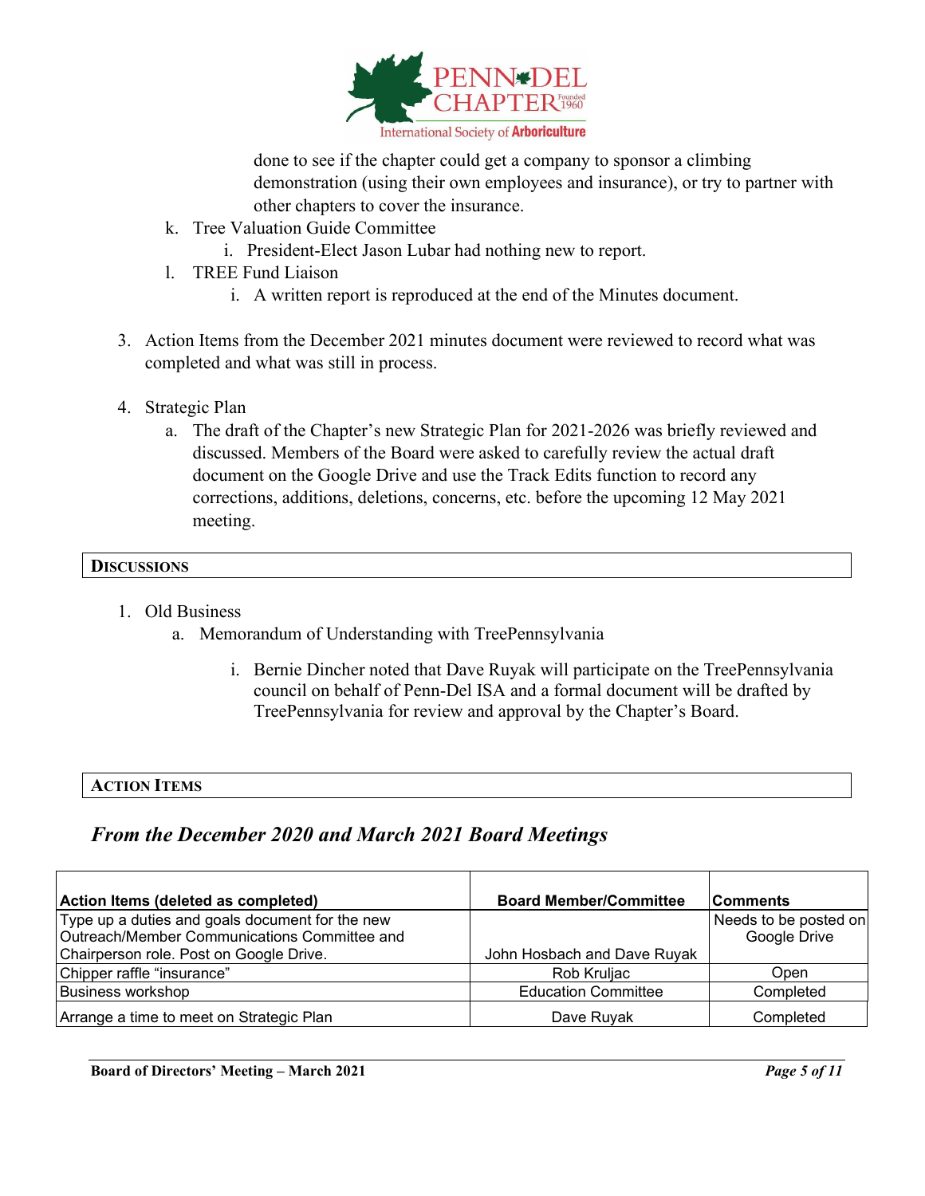done to see if the chapter could get a company to sponsor a climbing demonstration (using their own employees and insurance), or try to partner with other chapters to cover the insurance.

k. Tree Valuation Guide Committee
   i. President-Elect Jason Lubar had nothing new to report.

l. TREE Fund Liaison
   i. A written report is reproduced at the end of the Minutes document.

3. Action Items from the December 2021 minutes document were reviewed to record what was completed and what was still in process.

4. Strategic Plan
   a. The draft of the Chapter's new Strategic Plan for 2021-2026 was briefly reviewed and discussed. Members of the Board were asked to carefully review the actual draft document on the Google Drive and use the Track Edits function to record any corrections, additions, deletions, concerns, etc. before the upcoming 12 May 2021 meeting.

## DISCUSSIONS

1. Old Business
   a. Memorandum of Understanding with TreePennsylvania
      i. Bernie Dincher noted that Dave Ruyak will participate on the TreePennsylvania council on behalf of Penn-Del ISA and a formal document will be drafted by TreePennsylvania for review and approval by the Chapter's Board.

## ACTION ITEMS

### *From the December 2020 and March 2021 Board Meetings*

| Action Items (deleted as completed) | Board Member/Committee | Comments |
|---|---|---|
| Type up a duties and goals document for the new Outreach/Member Communications Committee and Chairperson role. Post on Google Drive. | John Hosbach and Dave Ruyak | Needs to be posted on Google Drive |
| Chipper raffle "insurance" | Rob Kruljac | Open |
| Business workshop | Education Committee | Completed |
| Arrange a time to meet on Strategic Plan | Dave Ruyak | Completed |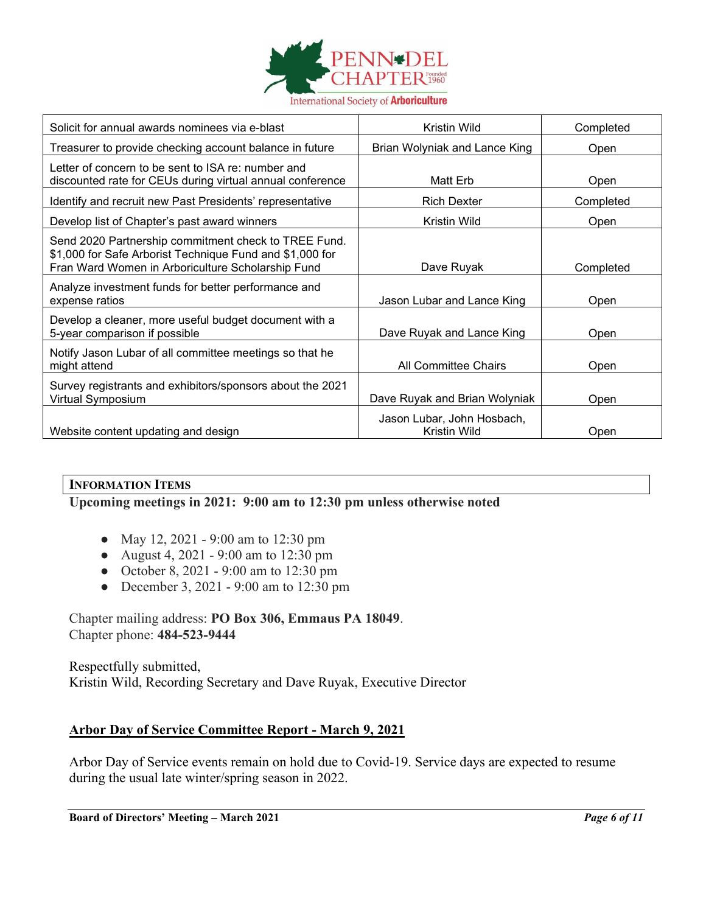| Solicit for annual awards nominees via e-blast | Kristin Wild | Completed |
|---|---|---|
| Treasurer to provide checking account balance in future | Brian Wolyniak and Lance King | Open |
| Letter of concern to be sent to ISA re: number and discounted rate for CEUs during virtual annual conference | Matt Erb | Open |
| Identify and recruit new Past Presidents' representative | Rich Dexter | Completed |
| Develop list of Chapter's past award winners | Kristin Wild | Open |
| Send 2020 Partnership commitment check to TREE Fund. $1,000 for Safe Arborist Technique Fund and $1,000 for Fran Ward Women in Arboriculture Scholarship Fund | Dave Ruyak | Completed |
| Analyze investment funds for better performance and expense ratios | Jason Lubar and Lance King | Open |
| Develop a cleaner, more useful budget document with a 5-year comparison if possible | Dave Ruyak and Lance King | Open |
| Notify Jason Lubar of all committee meetings so that he might attend | All Committee Chairs | Open |
| Survey registrants and exhibitors/sponsors about the 2021 Virtual Symposium | Dave Ruyak and Brian Wolyniak | Open |
| Website content updating and design | Jason Lubar, John Hosbach, Kristin Wild | Open |

**INFORMATION ITEMS**

**Upcoming meetings in 2021: 9:00 am to 12:30 pm unless otherwise noted**

- May 12, 2021 - 9:00 am to 12:30 pm
- August 4, 2021 - 9:00 am to 12:30 pm
- October 8, 2021 - 9:00 am to 12:30 pm
- December 3, 2021 - 9:00 am to 12:30 pm

Chapter mailing address: **PO Box 306, Emmaus PA 18049**.
Chapter phone: **484-523-9444**

Respectfully submitted,
Kristin Wild, Recording Secretary and Dave Ruyak, Executive Director

## Arbor Day of Service Committee Report - March 9, 2021

Arbor Day of Service events remain on hold due to Covid-19. Service days are expected to resume during the usual late winter/spring season in 2022.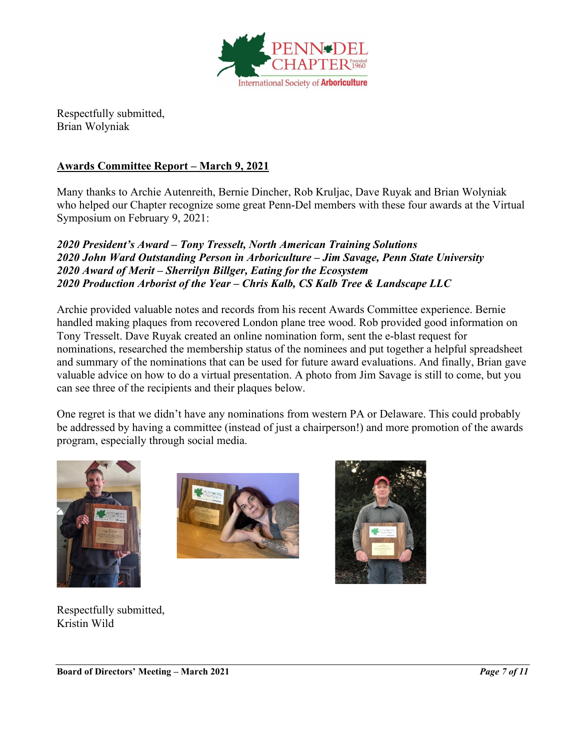Respectfully submitted,
Brian Wolyniak

## Awards Committee Report – March 9, 2021

Many thanks to Archie Autenreith, Bernie Dincher, Rob Kruljac, Dave Ruyak and Brian Wolyniak who helped our Chapter recognize some great Penn-Del members with these four awards at the Virtual Symposium on February 9, 2021:

***2020 President's Award – Tony Tresselt, North American Training Solutions***
***2020 John Ward Outstanding Person in Arboriculture – Jim Savage, Penn State University***
***2020 Award of Merit – Sherrilyn Billger, Eating for the Ecosystem***
***2020 Production Arborist of the Year – Chris Kalb, CS Kalb Tree & Landscape LLC***

Archie provided valuable notes and records from his recent Awards Committee experience. Bernie handled making plaques from recovered London plane tree wood. Rob provided good information on Tony Tresselt. Dave Ruyak created an online nomination form, sent the e-blast request for nominations, researched the membership status of the nominees and put together a helpful spreadsheet and summary of the nominations that can be used for future award evaluations. And finally, Brian gave valuable advice on how to do a virtual presentation. A photo from Jim Savage is still to come, but you can see three of the recipients and their plaques below.

One regret is that we didn't have any nominations from western PA or Delaware. This could probably be addressed by having a committee (instead of just a chairperson!) and more promotion of the awards program, especially through social media.

Respectfully submitted,
Kristin Wild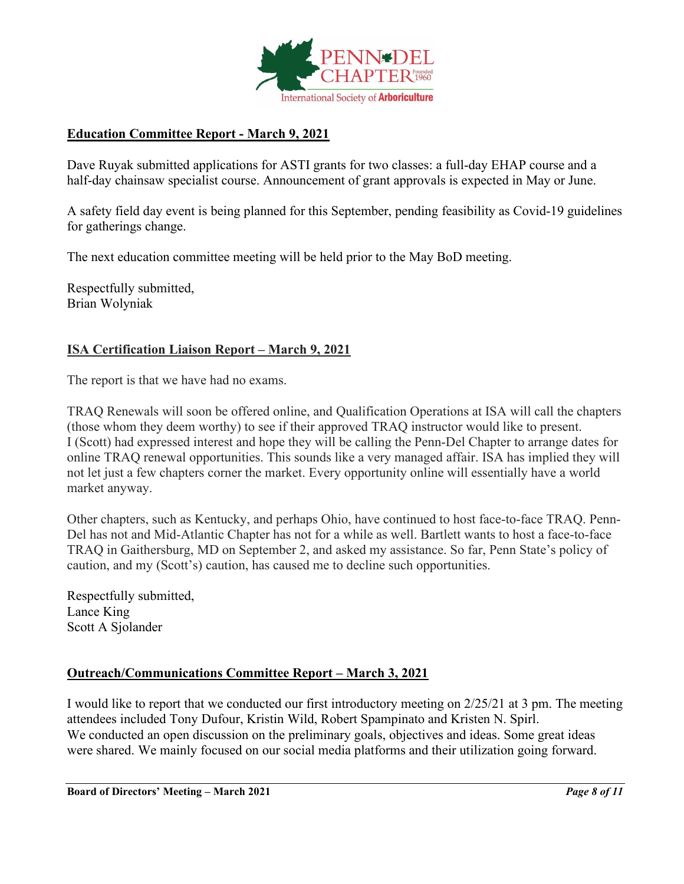**Education Committee Report - March 9, 2021**

Dave Ruyak submitted applications for ASTI grants for two classes: a full-day EHAP course and a half-day chainsaw specialist course. Announcement of grant approvals is expected in May or June.

A safety field day event is being planned for this September, pending feasibility as Covid-19 guidelines for gatherings change.

The next education committee meeting will be held prior to the May BoD meeting.

Respectfully submitted,
Brian Wolyniak

**ISA Certification Liaison Report – March 9, 2021**

The report is that we have had no exams.

TRAQ Renewals will soon be offered online, and Qualification Operations at ISA will call the chapters (those whom they deem worthy) to see if their approved TRAQ instructor would like to present. I (Scott) had expressed interest and hope they will be calling the Penn-Del Chapter to arrange dates for online TRAQ renewal opportunities. This sounds like a very managed affair. ISA has implied they will not let just a few chapters corner the market. Every opportunity online will essentially have a world market anyway.

Other chapters, such as Kentucky, and perhaps Ohio, have continued to host face-to-face TRAQ. Penn-Del has not and Mid-Atlantic Chapter has not for a while as well. Bartlett wants to host a face-to-face TRAQ in Gaithersburg, MD on September 2, and asked my assistance. So far, Penn State's policy of caution, and my (Scott's) caution, has caused me to decline such opportunities.

Respectfully submitted,
Lance King
Scott A Sjolander

**Outreach/Communications Committee Report – March 3, 2021**

I would like to report that we conducted our first introductory meeting on 2/25/21 at 3 pm. The meeting attendees included Tony Dufour, Kristin Wild, Robert Spampinato and Kristen N. Spirl.
We conducted an open discussion on the preliminary goals, objectives and ideas. Some great ideas were shared. We mainly focused on our social media platforms and their utilization going forward.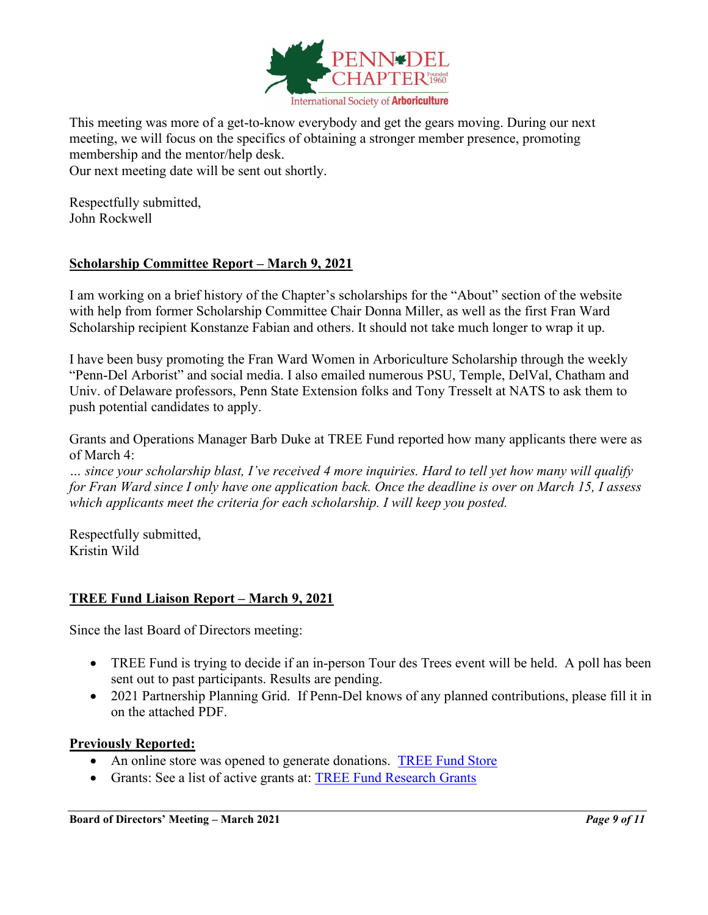This meeting was more of a get-to-know everybody and get the gears moving. During our next meeting, we will focus on the specifics of obtaining a stronger member presence, promoting membership and the mentor/help desk.
Our next meeting date will be sent out shortly.

Respectfully submitted,
John Rockwell

## Scholarship Committee Report – March 9, 2021

I am working on a brief history of the Chapter's scholarships for the "About" section of the website with help from former Scholarship Committee Chair Donna Miller, as well as the first Fran Ward Scholarship recipient Konstanze Fabian and others. It should not take much longer to wrap it up.

I have been busy promoting the Fran Ward Women in Arboriculture Scholarship through the weekly "Penn-Del Arborist" and social media. I also emailed numerous PSU, Temple, DelVal, Chatham and Univ. of Delaware professors, Penn State Extension folks and Tony Tresselt at NATS to ask them to push potential candidates to apply.

Grants and Operations Manager Barb Duke at TREE Fund reported how many applicants there were as of March 4:
*… since your scholarship blast, I've received 4 more inquiries. Hard to tell yet how many will qualify for Fran Ward since I only have one application back. Once the deadline is over on March 15, I assess which applicants meet the criteria for each scholarship. I will keep you posted.*

Respectfully submitted,
Kristin Wild

## TREE Fund Liaison Report – March 9, 2021

Since the last Board of Directors meeting:

- TREE Fund is trying to decide if an in-person Tour des Trees event will be held. A poll has been sent out to past participants. Results are pending.
- 2021 Partnership Planning Grid. If Penn-Del knows of any planned contributions, please fill it in on the attached PDF.

### Previously Reported:

- An online store was opened to generate donations. TREE Fund Store
- Grants: See a list of active grants at: TREE Fund Research Grants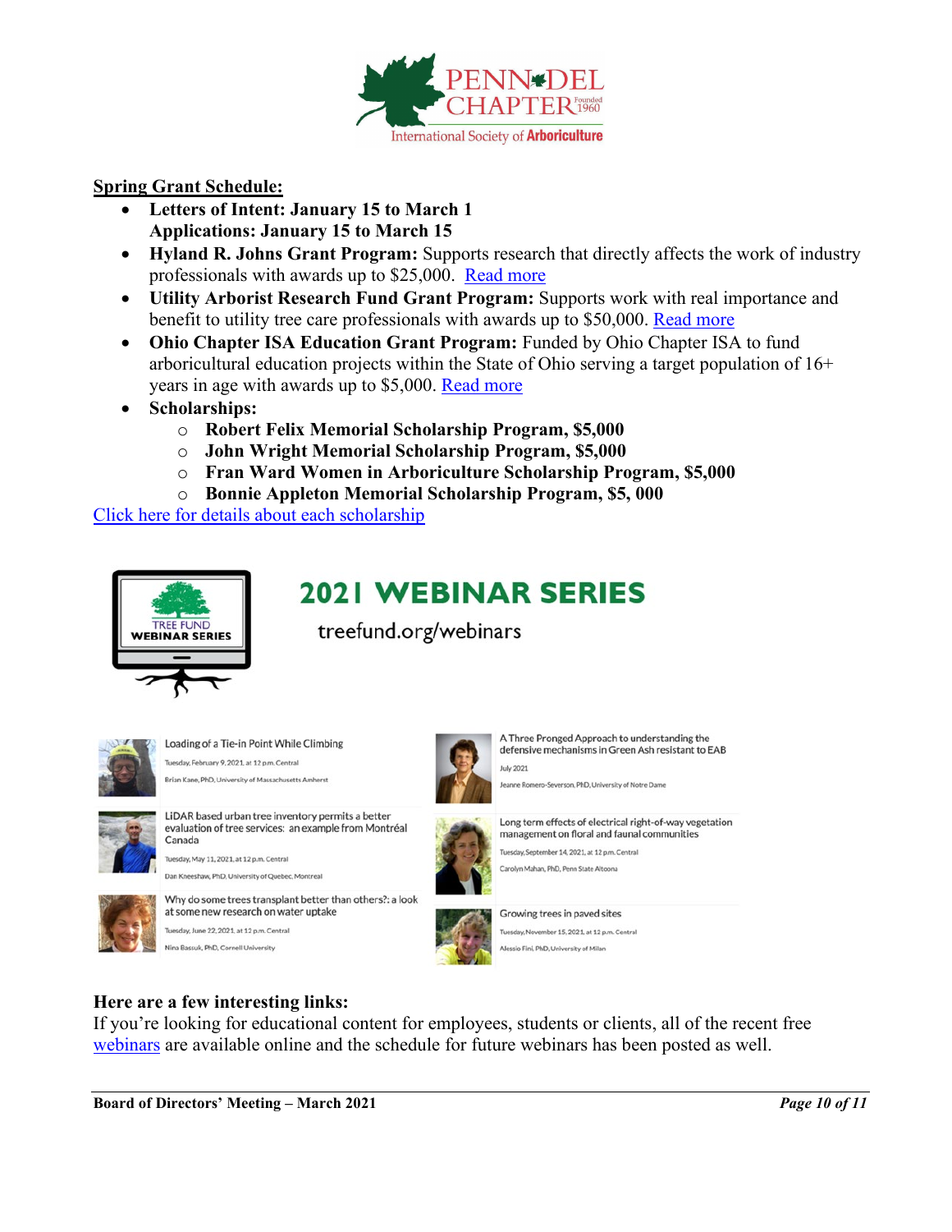**Spring Grant Schedule:**

- **Letters of Intent: January 15 to March 1**
  **Applications: January 15 to March 15**
- **Hyland R. Johns Grant Program:** Supports research that directly affects the work of industry professionals with awards up to $25,000. Read more
- **Utility Arborist Research Fund Grant Program:** Supports work with real importance and benefit to utility tree care professionals with awards up to $50,000. Read more
- **Ohio Chapter ISA Education Grant Program:** Funded by Ohio Chapter ISA to fund arboricultural education projects within the State of Ohio serving a target population of 16+ years in age with awards up to $5,000. Read more
- **Scholarships:**
  - **Robert Felix Memorial Scholarship Program, $5,000**
  - **John Wright Memorial Scholarship Program, $5,000**
  - **Fran Ward Women in Arboriculture Scholarship Program, $5,000**
  - **Bonnie Appleton Memorial Scholarship Program, $5, 000**

Click here for details about each scholarship

## 2021 WEBINAR SERIES

treefund.org/webinars

Loading of a Tie-in Point While Climbing
Tuesday, February 9, 2021, at 12 p.m. Central
Brian Kane, PhD, University of Massachusetts Amherst

LiDAR based urban tree inventory permits a better evaluation of tree services: an example from Montréal Canada
Tuesday, May 11, 2021, at 12 p.m. Central
Dan Kneeshaw, PhD, University of Quebec, Montreal

Why do some trees transplant better than others?: a look at some new research on water uptake
Tuesday, June 22, 2021, at 12 p.m. Central
Nina Bassuk, PhD, Cornell University

A Three Pronged Approach to understanding the defensive mechanisms in Green Ash resistant to EAB
July 2021
Jeanne Romero-Severson, PhD, University of Notre Dame

Long term effects of electrical right-of-way vegetation management on floral and faunal communities
Tuesday, September 14, 2021, at 12 p.m. Central
Carolyn Mahan, PhD, Penn State Altoona

Growing trees in paved sites
Tuesday, November 15, 2021, at 12 p.m. Central
Alessio Fini, PhD, University of Milan

**Here are a few interesting links:**

If you're looking for educational content for employees, students or clients, all of the recent free webinars are available online and the schedule for future webinars has been posted as well.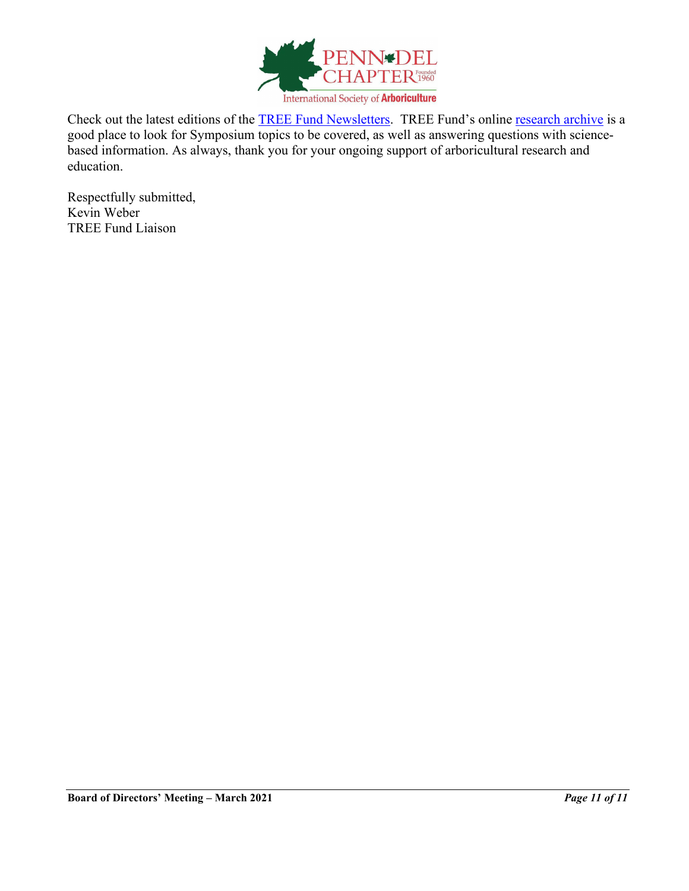Check out the latest editions of the TREE Fund Newsletters. TREE Fund's online research archive is a good place to look for Symposium topics to be covered, as well as answering questions with science-based information. As always, thank you for your ongoing support of arboricultural research and education.

Respectfully submitted,  
Kevin Weber  
TREE Fund Liaison